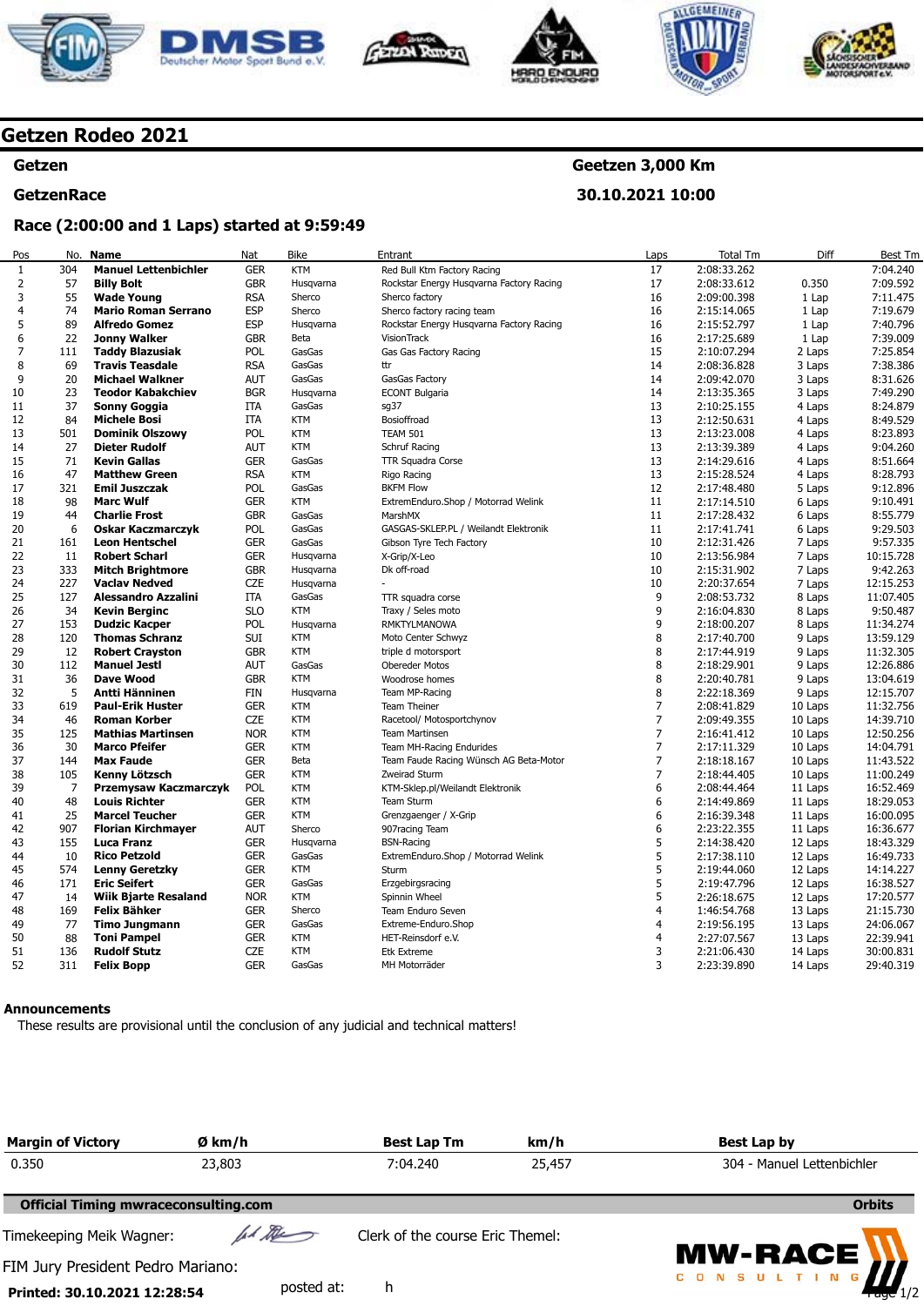# Getzen Rodeo 2021

**Getzen** — **Geetzen 3,000 Km**

**GetzenRace** — **30.10.2021 10:00**

**Race (2:00:00 and 1 Laps) started at 9:59:49**

| Pos | No. | Name | Nat | Bike | Entrant | Laps | Total Tm | Diff | Best Tm |
|---|---|---|---|---|---|---|---|---|---|
| 1 | 304 | **Manuel Lettenbichler** | GER | KTM | Red Bull Ktm Factory Racing | 17 | 2:08:33.262 | | 7:04.240 |
| 2 | 57 | **Billy Bolt** | GBR | Husqvarna | Rockstar Energy Husqvarna Factory Racing | 17 | 2:08:33.612 | 0.350 | 7:09.592 |
| 3 | 55 | **Wade Young** | RSA | Sherco | Sherco factory | 16 | 2:09:00.398 | 1 Lap | 7:11.475 |
| 4 | 74 | **Mario Roman Serrano** | ESP | Sherco | Sherco factory racing team | 16 | 2:15:14.065 | 1 Lap | 7:19.679 |
| 5 | 89 | **Alfredo Gomez** | ESP | Husqvarna | Rockstar Energy Husqvarna Factory Racing | 16 | 2:15:52.797 | 1 Lap | 7:40.796 |
| 6 | 22 | **Jonny Walker** | GBR | Beta | VisionTrack | 16 | 2:17:25.689 | 1 Lap | 7:39.009 |
| 7 | 111 | **Taddy Blazusiak** | POL | GasGas | Gas Gas Factory Racing | 15 | 2:10:07.294 | 2 Laps | 7:25.854 |
| 8 | 69 | **Travis Teasdale** | RSA | GasGas | ttr | 14 | 2:08:36.828 | 3 Laps | 7:38.386 |
| 9 | 20 | **Michael Walkner** | AUT | GasGas | GasGas Factory | 14 | 2:09:42.070 | 3 Laps | 8:31.626 |
| 10 | 23 | **Teodor Kabakchiev** | BGR | Husqvarna | ECONT Bulgaria | 14 | 2:13:35.365 | 3 Laps | 7:49.290 |
| 11 | 37 | **Sonny Goggia** | ITA | GasGas | sg37 | 13 | 2:10:25.155 | 4 Laps | 8:24.879 |
| 12 | 84 | **Michele Bosi** | ITA | KTM | Bosioffroad | 13 | 2:12:50.631 | 4 Laps | 8:49.529 |
| 13 | 501 | **Dominik Olszowy** | POL | KTM | TEAM 501 | 13 | 2:13:23.008 | 4 Laps | 8:23.893 |
| 14 | 27 | **Dieter Rudolf** | AUT | KTM | Schruf Racing | 13 | 2:13:39.389 | 4 Laps | 9:04.260 |
| 15 | 71 | **Kevin Gallas** | GER | GasGas | TTR Squadra Corse | 13 | 2:14:29.616 | 4 Laps | 8:51.664 |
| 16 | 47 | **Matthew Green** | RSA | KTM | Rigo Racing | 13 | 2:15:28.524 | 4 Laps | 8:28.793 |
| 17 | 321 | **Emil Juszczak** | POL | GasGas | BKFM Flow | 12 | 2:17:48.480 | 5 Laps | 9:12.896 |
| 18 | 98 | **Marc Wulf** | GER | KTM | ExtremEnduro.Shop / Motorrad Welink | 11 | 2:17:14.510 | 6 Laps | 9:10.491 |
| 19 | 44 | **Charlie Frost** | GBR | GasGas | MarshMX | 11 | 2:17:28.432 | 6 Laps | 8:55.779 |
| 20 | 6 | **Oskar Kaczmarczyk** | POL | GasGas | GASGAS-SKLEP.PL / Weilandt Elektronik | 11 | 2:17:41.741 | 6 Laps | 9:29.503 |
| 21 | 161 | **Leon Hentschel** | GER | GasGas | Gibson Tyre Tech Factory | 10 | 2:12:31.426 | 7 Laps | 9:57.335 |
| 22 | 11 | **Robert Scharl** | GER | Husqvarna | X-Grip/X-Leo | 10 | 2:13:56.984 | 7 Laps | 10:15.728 |
| 23 | 333 | **Mitch Brightmore** | GBR | Husqvarna | Dk off-road | 10 | 2:15:31.902 | 7 Laps | 9:42.263 |
| 24 | 227 | **Vaclav Nedved** | CZE | Husqvarna | - | 10 | 2:20:37.654 | 7 Laps | 12:15.253 |
| 25 | 127 | **Alessandro Azzalini** | ITA | GasGas | TTR squadra corse | 9 | 2:08:53.732 | 8 Laps | 11:07.405 |
| 26 | 34 | **Kevin Berginc** | SLO | KTM | Traxy / Seles moto | 9 | 2:16:04.830 | 8 Laps | 9:50.487 |
| 27 | 153 | **Dudzic Kacper** | POL | Husqvarna | RMKTYLMANOWA | 9 | 2:18:00.207 | 8 Laps | 11:34.274 |
| 28 | 120 | **Thomas Schranz** | SUI | KTM | Moto Center Schwyz | 8 | 2:17:40.700 | 9 Laps | 13:59.129 |
| 29 | 12 | **Robert Crayston** | GBR | KTM | triple d motorsport | 8 | 2:17:44.919 | 9 Laps | 11:32.305 |
| 30 | 112 | **Manuel Jestl** | AUT | GasGas | Obereder Motos | 8 | 2:18:29.901 | 9 Laps | 12:26.886 |
| 31 | 36 | **Dave Wood** | GBR | KTM | Woodrose homes | 8 | 2:20:40.781 | 9 Laps | 13:04.619 |
| 32 | 5 | **Antti Hänninen** | FIN | Husqvarna | Team MP-Racing | 8 | 2:22:18.369 | 9 Laps | 12:15.707 |
| 33 | 619 | **Paul-Erik Huster** | GER | KTM | Team Theiner | 7 | 2:08:41.829 | 10 Laps | 11:32.756 |
| 34 | 46 | **Roman Korber** | CZE | KTM | Racetool/ Motosportchynov | 7 | 2:09:49.355 | 10 Laps | 14:39.710 |
| 35 | 125 | **Mathias Martinsen** | NOR | KTM | Team Martinsen | 7 | 2:16:41.412 | 10 Laps | 12:50.256 |
| 36 | 30 | **Marco Pfeifer** | GER | KTM | Team MH-Racing Endurides | 7 | 2:17:11.329 | 10 Laps | 14:04.791 |
| 37 | 144 | **Max Faude** | GER | Beta | Team Faude Racing Wünsch AG Beta-Motor | 7 | 2:18:18.167 | 10 Laps | 11:43.522 |
| 38 | 105 | **Kenny Lötzsch** | GER | KTM | Zweirad Sturm | 7 | 2:18:44.405 | 10 Laps | 11:00.249 |
| 39 | 7 | **Przemysaw Kaczmarczyk** | POL | KTM | KTM-Sklep.pl/Weilandt Elektronik | 6 | 2:08:44.464 | 11 Laps | 16:52.469 |
| 40 | 48 | **Louis Richter** | GER | KTM | Team Sturm | 6 | 2:14:49.869 | 11 Laps | 18:29.053 |
| 41 | 25 | **Marcel Teucher** | GER | KTM | Grenzgaenger / X-Grip | 6 | 2:16:39.348 | 11 Laps | 16:00.095 |
| 42 | 907 | **Florian Kirchmayer** | AUT | Sherco | 907racing Team | 6 | 2:23:22.355 | 11 Laps | 16:36.677 |
| 43 | 155 | **Luca Franz** | GER | Husqvarna | BSN-Racing | 5 | 2:14:38.420 | 12 Laps | 18:43.329 |
| 44 | 10 | **Rico Petzold** | GER | GasGas | ExtremEnduro.Shop / Motorrad Welink | 5 | 2:17:38.110 | 12 Laps | 16:49.733 |
| 45 | 574 | **Lenny Geretzky** | GER | KTM | Sturm | 5 | 2:19:44.060 | 12 Laps | 14:14.227 |
| 46 | 171 | **Eric Seifert** | GER | GasGas | Erzgebirgsracing | 5 | 2:19:47.796 | 12 Laps | 16:38.527 |
| 47 | 14 | **Wiik Bjarte Resaland** | NOR | KTM | Spinnin Wheel | 5 | 2:26:18.675 | 12 Laps | 17:20.577 |
| 48 | 169 | **Felix Bähker** | GER | Sherco | Team Enduro Seven | 4 | 1:46:54.768 | 13 Laps | 21:15.730 |
| 49 | 77 | **Timo Jungmann** | GER | GasGas | Extreme-Enduro.Shop | 4 | 2:19:56.195 | 13 Laps | 24:06.067 |
| 50 | 88 | **Toni Pampel** | GER | KTM | HET-Reinsdorf e.V. | 4 | 2:27:07.567 | 13 Laps | 22:39.941 |
| 51 | 136 | **Rudolf Stutz** | CZE | KTM | Etk Extreme | 3 | 2:21:06.430 | 14 Laps | 30:00.831 |
| 52 | 311 | **Felix Bopp** | GER | GasGas | MH Motorräder | 3 | 2:23:39.890 | 14 Laps | 29:40.319 |

**Announcements**

These results are provisional until the conclusion of any judicial and technical matters!

| Margin of Victory | Ø km/h | Best Lap Tm | km/h | Best Lap by |
|---|---|---|---|---|
| 0.350 | 23,803 | 7:04.240 | 25,457 | 304 - Manuel Lettenbichler |

**Official Timing mwraceconsulting.com** — **Orbits**

Timekeeping Meik Wagner:

Clerk of the course Eric Themel:

FIM Jury President Pedro Mariano:

**Printed: 30.10.2021 12:28:54** posted at: h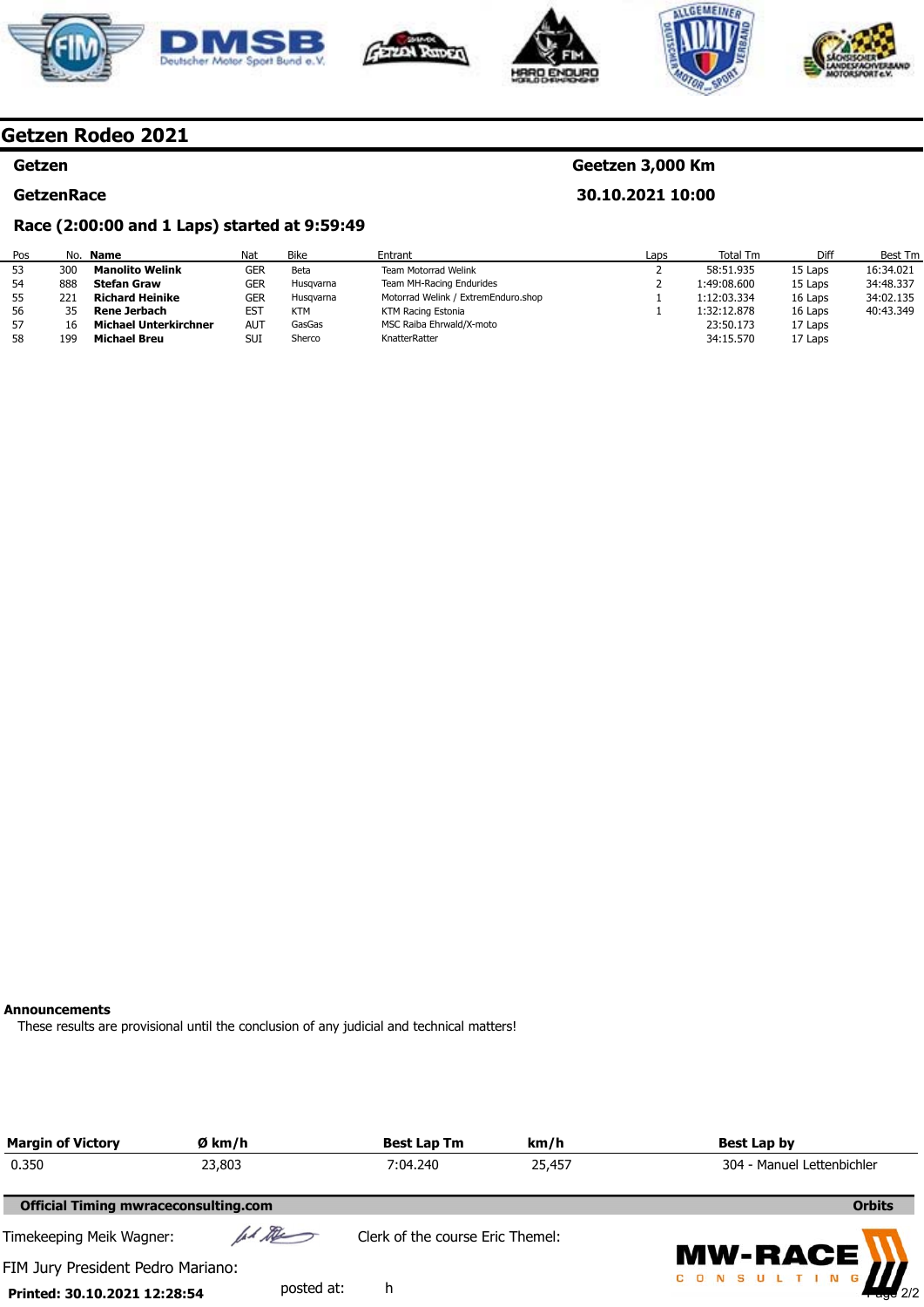## Getzen Rodeo 2021

**Getzen** **Geetzen 3,000 Km**

**GetzenRace** **30.10.2021 10:00**

**Race (2:00:00 and 1 Laps) started at 9:59:49**

| Pos | No. | Name | Nat | Bike | Entrant | Laps | Total Tm | Diff | Best Tm |
|---|---|---|---|---|---|---|---|---|---|
| 53 | 300 | **Manolito Welink** | GER | Beta | Team Motorrad Welink | 2 | 58:51.935 | 15 Laps | 16:34.021 |
| 54 | 888 | **Stefan Graw** | GER | Husqvarna | Team MH-Racing Endurides | 2 | 1:49:08.600 | 15 Laps | 34:48.337 |
| 55 | 221 | **Richard Heinike** | GER | Husqvarna | Motorrad Welink / ExtremEnduro.shop | 1 | 1:12:03.334 | 16 Laps | 34:02.135 |
| 56 | 35 | **Rene Jerbach** | EST | KTM | KTM Racing Estonia | 1 | 1:32:12.878 | 16 Laps | 40:43.349 |
| 57 | 16 | **Michael Unterkirchner** | AUT | GasGas | MSC Raiba Ehrwald/X-moto | | 23:50.173 | 17 Laps | |
| 58 | 199 | **Michael Breu** | SUI | Sherco | KnatterRatter | | 34:15.570 | 17 Laps | |

**Announcements**

These results are provisional until the conclusion of any judicial and technical matters!

| Margin of Victory | Ø km/h | Best Lap Tm | km/h | Best Lap by |
|---|---|---|---|---|
| 0.350 | 23,803 | 7:04.240 | 25,457 | 304 - Manuel Lettenbichler |

**Official Timing mwraceconsulting.com** **Orbits**

Timekeeping Meik Wagner:

Clerk of the course Eric Themel:

FIM Jury President Pedro Mariano:

**Printed: 30.10.2021 12:28:54** posted at: h